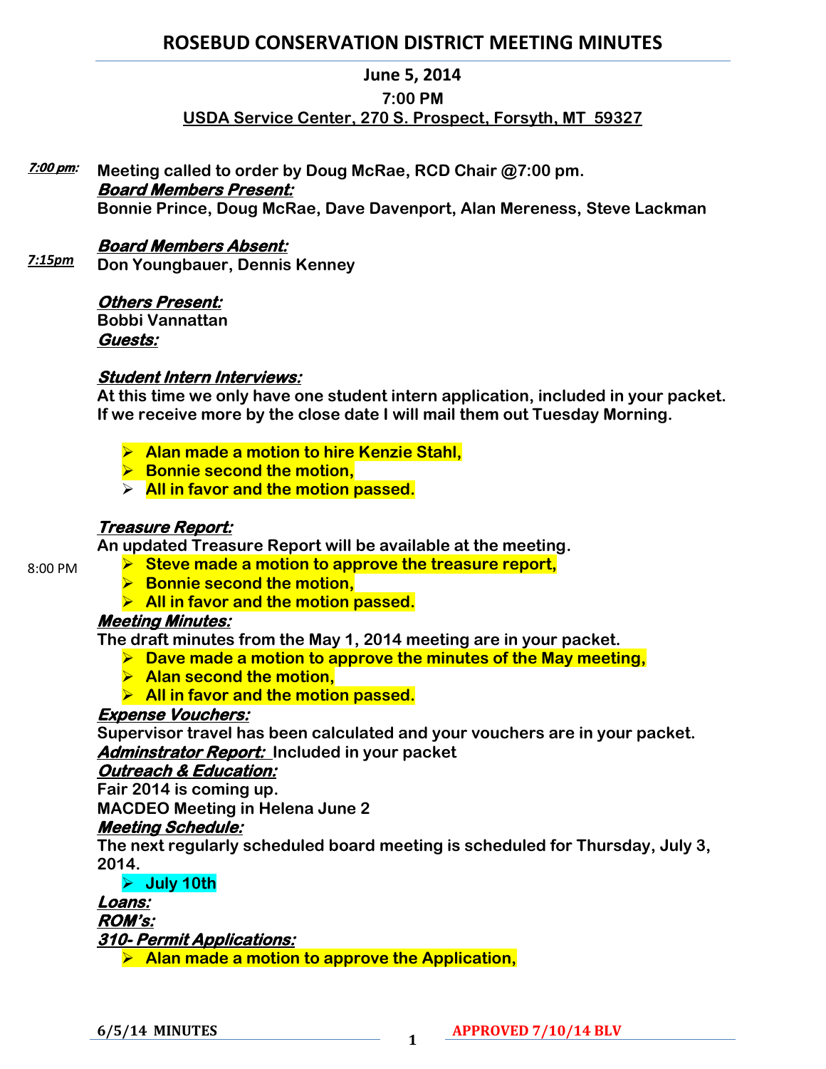# ROSEBUD CONSERVATION DISTRICT MEETING MINUTES

**June 5, 2014**

**7:00 PM**

**USDA Service Center, 270 S. Prospect, Forsyth, MT 59327**

***7:00 pm:*** **Meeting called to order by Doug McRae, RCD Chair @7:00 pm.**

***Board Members Present:***

**Bonnie Prince, Doug McRae, Dave Davenport, Alan Mereness, Steve Lackman**

***Board Members Absent:***

***7:15pm*** **Don Youngbauer, Dennis Kenney**

***Others Present:***

**Bobbi Vannattan**

***Guests:***

***Student Intern Interviews:***

**At this time we only have one student intern application, included in your packet. If we receive more by the close date I will mail them out Tuesday Morning.**

- **Alan made a motion to hire Kenzie Stahl,**
- **Bonnie second the motion,**
- **All in favor and the motion passed.**

***Treasure Report:***

**An updated Treasure Report will be available at the meeting.**

8:00 PM

- **Steve made a motion to approve the treasure report,**
- **Bonnie second the motion,**
- **All in favor and the motion passed.**

***Meeting Minutes:***

**The draft minutes from the May 1, 2014 meeting are in your packet.**

- **Dave made a motion to approve the minutes of the May meeting,**
- **Alan second the motion,**
- **All in favor and the motion passed.**

***Expense Vouchers:***

**Supervisor travel has been calculated and your vouchers are in your packet.**

***Adminstrator Report:*** **Included in your packet**

***Outreach & Education:***

**Fair 2014 is coming up.**

**MACDEO Meeting in Helena June 2**

***Meeting Schedule:***

**The next regularly scheduled board meeting is scheduled for Thursday, July 3, 2014.**

- **July 10th**

***Loans:***

***ROM's:***

***310- Permit Applications:***

- **Alan made a motion to approve the Application,**

**6/5/14 MINUTES** **APPROVED 7/10/14 BLV**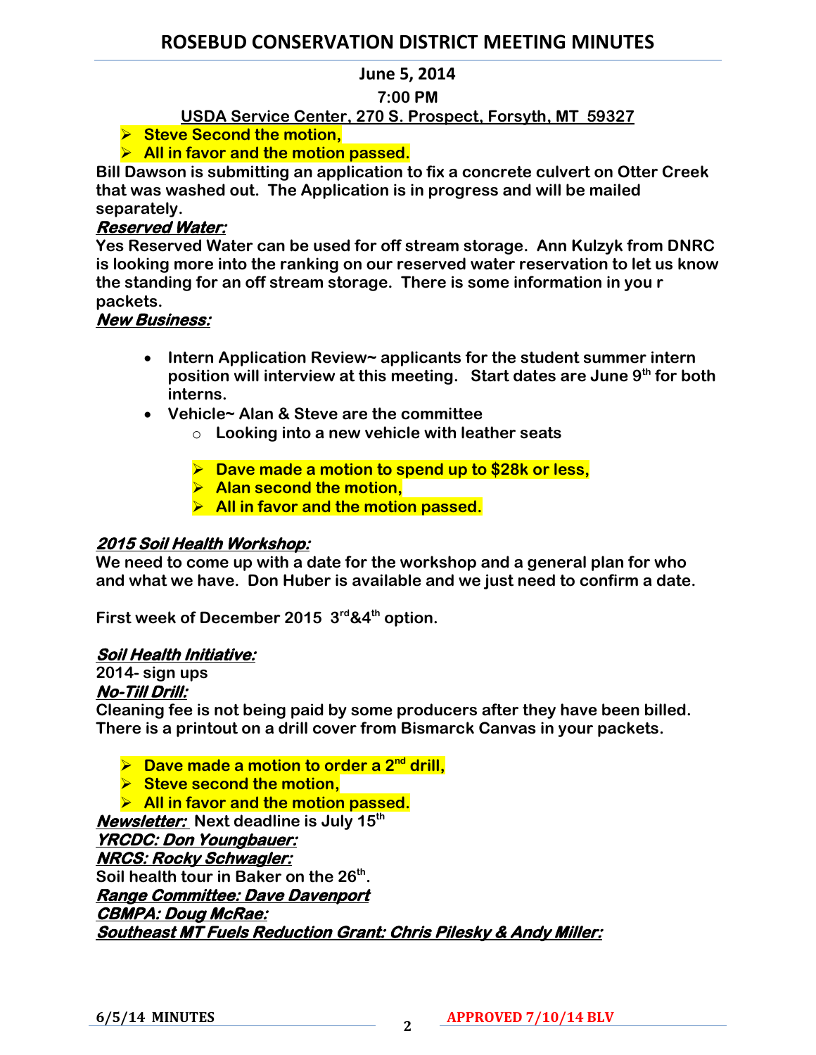- **Steve Second the motion,**
- **All in favor and the motion passed.**

**Bill Dawson is submitting an application to fix a concrete culvert on Otter Creek that was washed out. The Application is in progress and will be mailed separately.**

***Reserved Water:***

**Yes Reserved Water can be used for off stream storage. Ann Kulzyk from DNRC is looking more into the ranking on our reserved water reservation to let us know the standing for an off stream storage. There is some information in you r packets.**

***New Business:***

- **Intern Application Review~ applicants for the student summer intern position will interview at this meeting. Start dates are June 9th for both interns.**
- **Vehicle~ Alan & Steve are the committee**
  - **Looking into a new vehicle with leather seats**

  - **Dave made a motion to spend up to $28k or less,**
  - **Alan second the motion,**
  - **All in favor and the motion passed.**

***2015 Soil Health Workshop:***

**We need to come up with a date for the workshop and a general plan for who and what we have. Don Huber is available and we just need to confirm a date.**

**First week of December 2015 3rd&4th option.**

***Soil Health Initiative:***

**2014- sign ups**

***No-Till Drill:***

**Cleaning fee is not being paid by some producers after they have been billed. There is a printout on a drill cover from Bismarck Canvas in your packets.**

- **Dave made a motion to order a 2nd drill,**
- **Steve second the motion,**
- **All in favor and the motion passed.**

***Newsletter:*** **Next deadline is July 15th**

***YRCDC: Don Youngbauer:***

***NRCS: Rocky Schwagler:***

**Soil health tour in Baker on the 26th.**

***Range Committee: Dave Davenport***

***CBMPA: Doug McRae:***

***Southeast MT Fuels Reduction Grant: Chris Pilesky & Andy Miller:***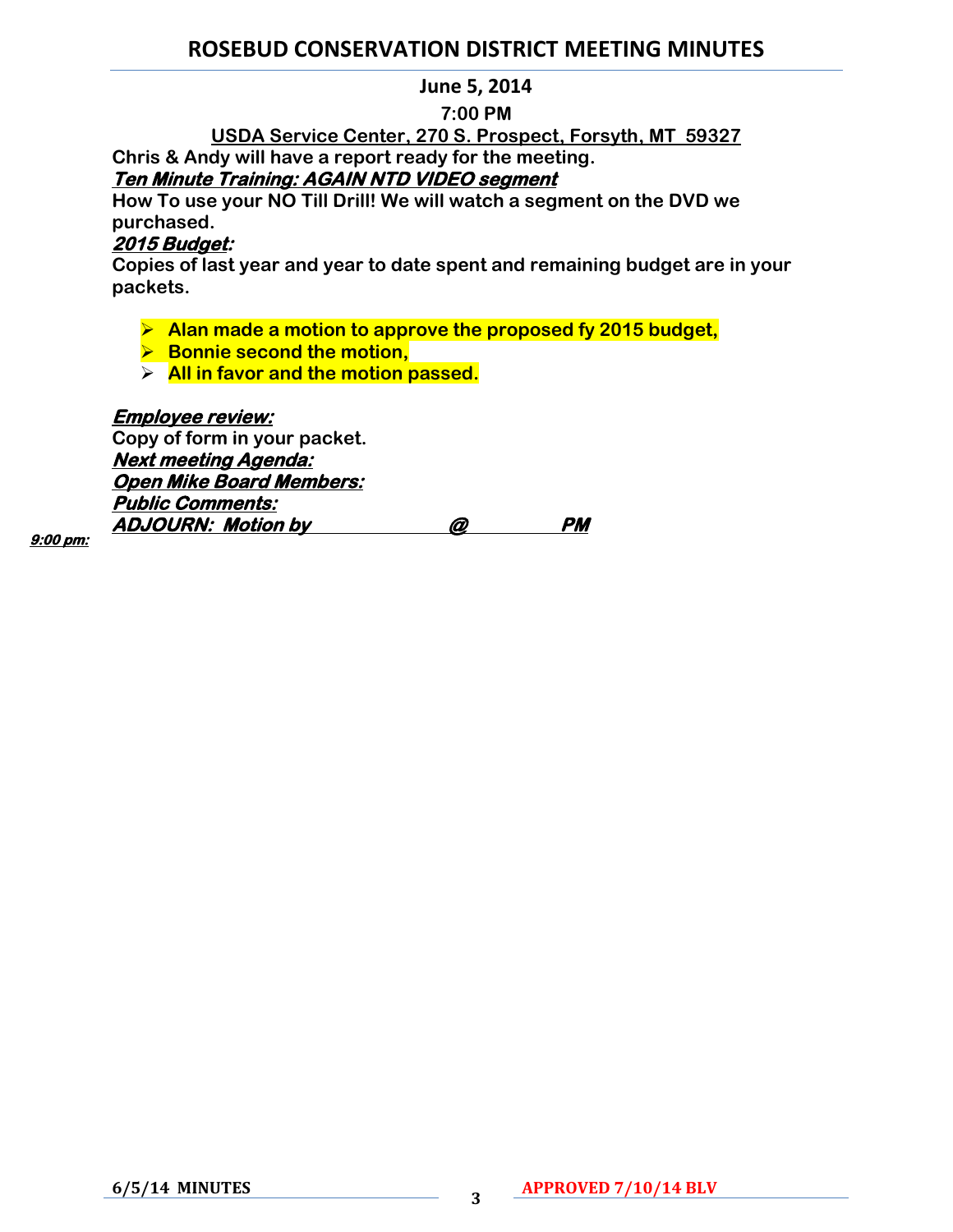# ROSEBUD CONSERVATION DISTRICT MEETING MINUTES

**June 5, 2014**

**7:00 PM**

**USDA Service Center, 270 S. Prospect, Forsyth, MT 59327**

**Chris & Andy will have a report ready for the meeting.**

***Ten Minute Training: AGAIN NTD VIDEO segment***

**How To use your NO Till Drill! We will watch a segment on the DVD we purchased.**

***2015 Budget:***

**Copies of last year and year to date spent and remaining budget are in your packets.**

- **Alan made a motion to approve the proposed fy 2015 budget,**
- **Bonnie second the motion,**
- **All in favor and the motion passed.**

***Employee review:***

**Copy of form in your packet.**

***Next meeting Agenda:***

***Open Mike Board Members:***

***Public Comments:***

***9:00 pm:*** ***ADJOURN: Motion by \_\_\_\_\_\_\_\_\_\_\_\_\_\_ @ \_\_\_\_\_\_\_\_ PM***

**6/5/14 MINUTES** **APPROVED 7/10/14 BLV**